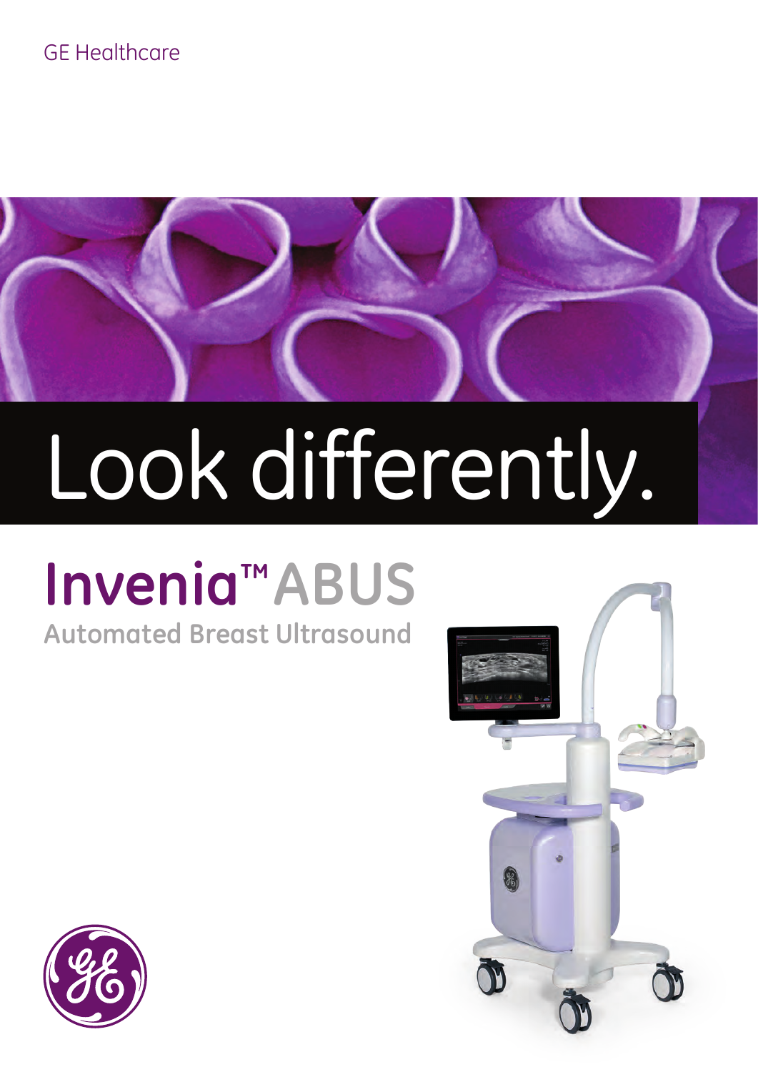GE Healthcare

# Look differently.

## Invenia™ ABUS

### Automated Breast Ultrasound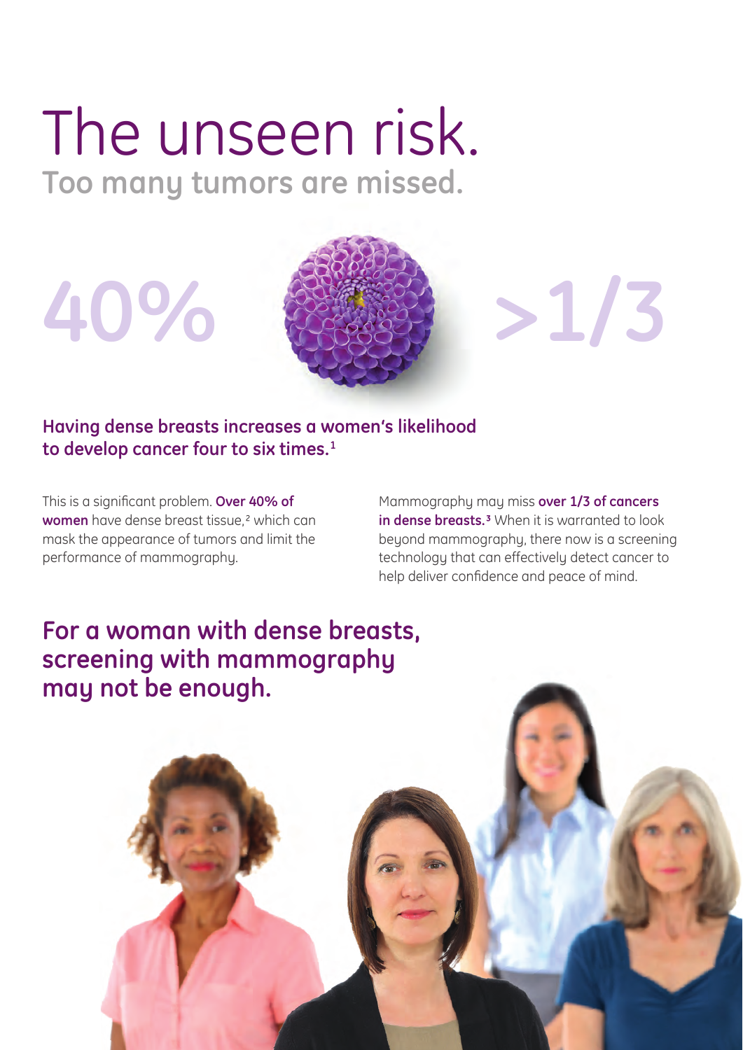# The unseen risk.

## Too many tumors are missed.

40%

>1/3

**Having dense breasts increases a women's likelihood to develop cancer four to six times.**[1]

This is a significant problem. **Over 40% of women** have dense breast tissue,[2] which can mask the appearance of tumors and limit the performance of mammography.

Mammography may miss **over 1/3 of cancers in dense breasts.**[3] When it is warranted to look beyond mammography, there now is a screening technology that can effectively detect cancer to help deliver confidence and peace of mind.

## For a woman with dense breasts, screening with mammography may not be enough.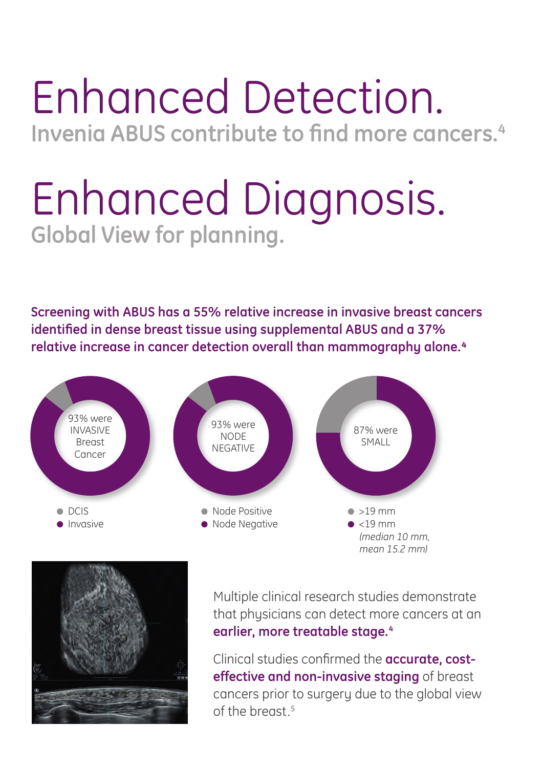# Enhanced Detection.

## Invenia ABUS contribute to find more cancers.[4]

# Enhanced Diagnosis.

## Global View for planning.

**Screening with ABUS has a 55% relative increase in invasive breast cancers identified in dense breast tissue using supplemental ABUS and a 37% relative increase in cancer detection overall than mammography alone.[4]**

93% were INVASIVE Breast Cancer

- DCIS
- Invasive

93% were NODE NEGATIVE

- Node Positive
- Node Negative

87% were SMALL

- >19 mm
- <19 mm

*(median 10 mm, mean 15.2 mm)*

Multiple clinical research studies demonstrate that physicians can detect more cancers at an **earlier, more treatable stage.[4]**

Clinical studies confirmed the **accurate, cost-effective and non-invasive staging** of breast cancers prior to surgery due to the global view of the breast.[5]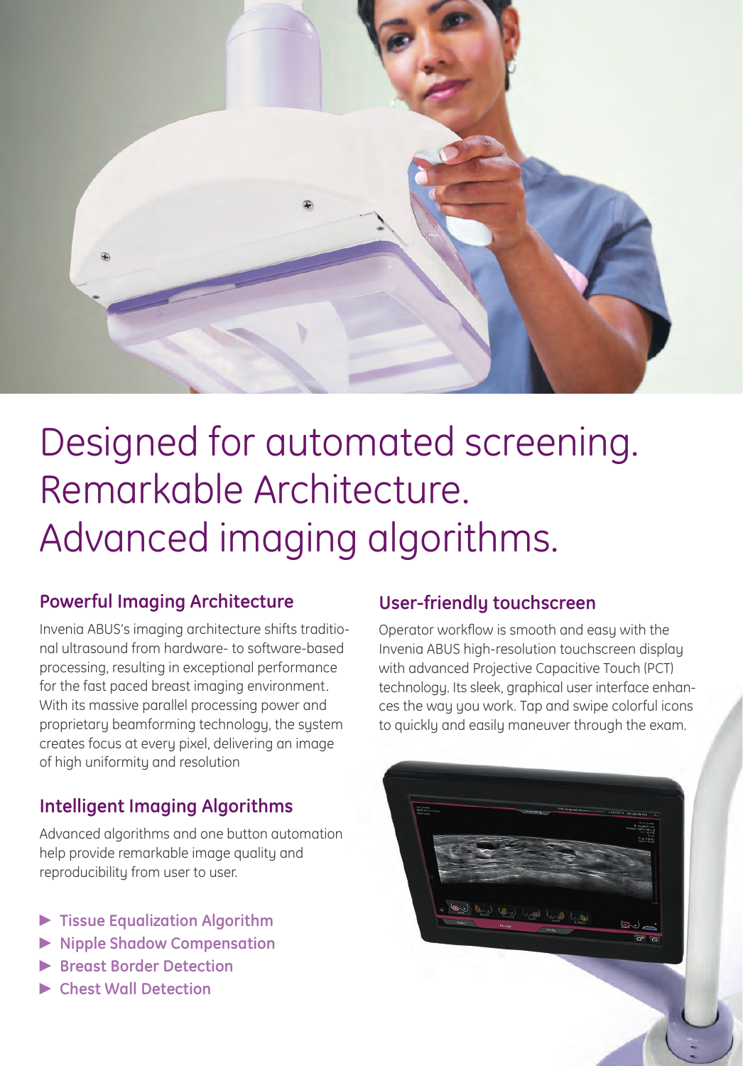# Designed for automated screening. Remarkable Architecture. Advanced imaging algorithms.

## Powerful Imaging Architecture

Invenia ABUS's imaging architecture shifts traditional ultrasound from hardware- to software-based processing, resulting in exceptional performance for the fast paced breast imaging environment. With its massive parallel processing power and proprietary beamforming technology, the system creates focus at every pixel, delivering an image of high uniformity and resolution

## Intelligent Imaging Algorithms

Advanced algorithms and one button automation help provide remarkable image quality and reproducibility from user to user.

- Tissue Equalization Algorithm
- Nipple Shadow Compensation
- Breast Border Detection
- Chest Wall Detection

## User-friendly touchscreen

Operator workflow is smooth and easy with the Invenia ABUS high-resolution touchscreen display with advanced Projective Capacitive Touch (PCT) technology. Its sleek, graphical user interface enhances the way you work. Tap and swipe colorful icons to quickly and easily maneuver through the exam.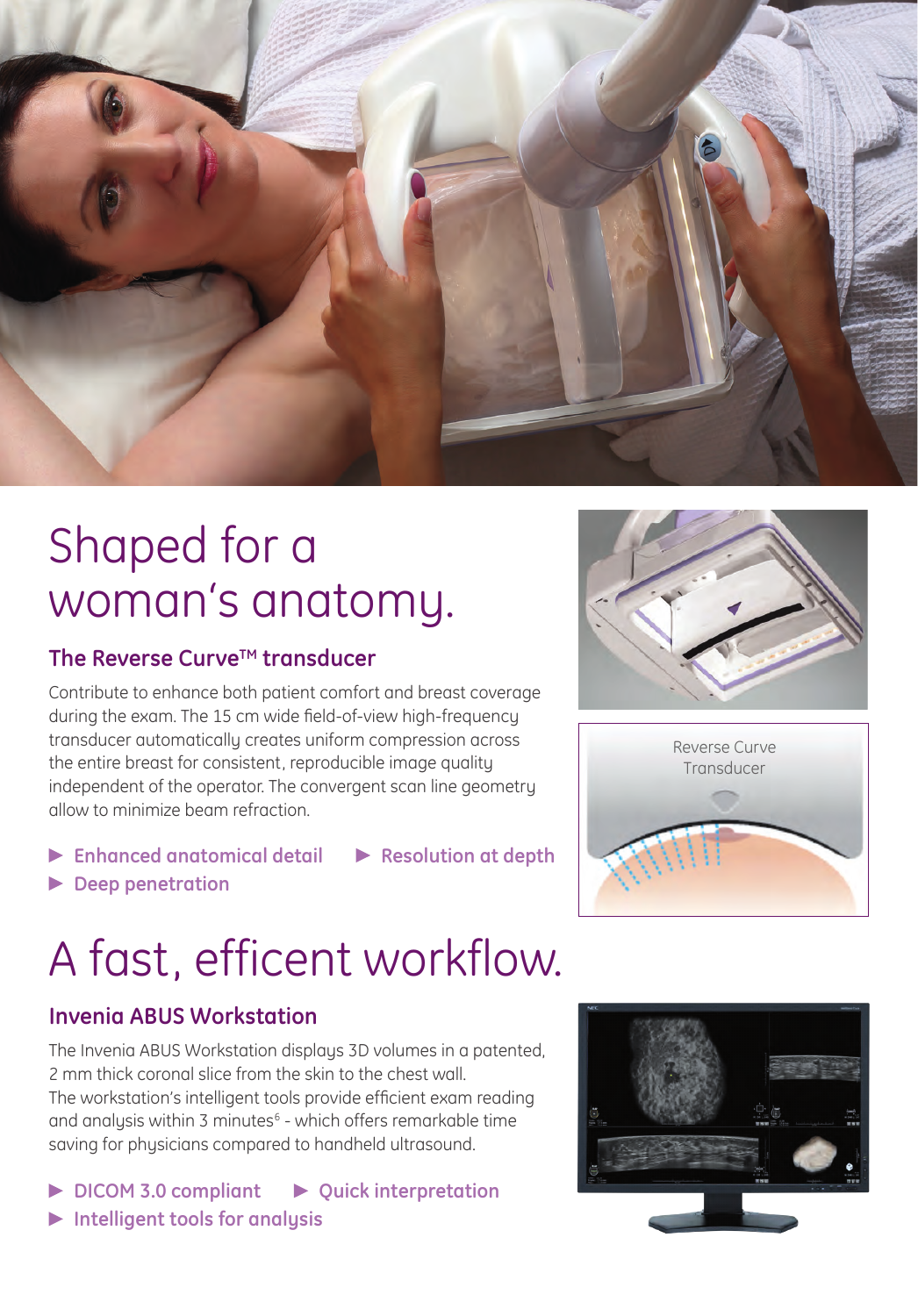# Shaped for a woman's anatomy.

## The Reverse Curve™ transducer

Contribute to enhance both patient comfort and breast coverage during the exam. The 15 cm wide field-of-view high-frequency transducer automatically creates uniform compression across the entire breast for consistent, reproducible image quality independent of the operator. The convergent scan line geometry allow to minimize beam refraction.

- ▶ **Enhanced anatomical detail**
- ▶ **Resolution at depth**
- ▶ **Deep penetration**

Reverse Curve Transducer

# A fast, efficent workflow.

## Invenia ABUS Workstation

The Invenia ABUS Workstation displays 3D volumes in a patented, 2 mm thick coronal slice from the skin to the chest wall. The workstation's intelligent tools provide efficient exam reading and analysis within 3 minutes[6] - which offers remarkable time saving for physicians compared to handheld ultrasound.

- ▶ **DICOM 3.0 compliant**
- ▶ **Quick interpretation**
- ▶ **Intelligent tools for analysis**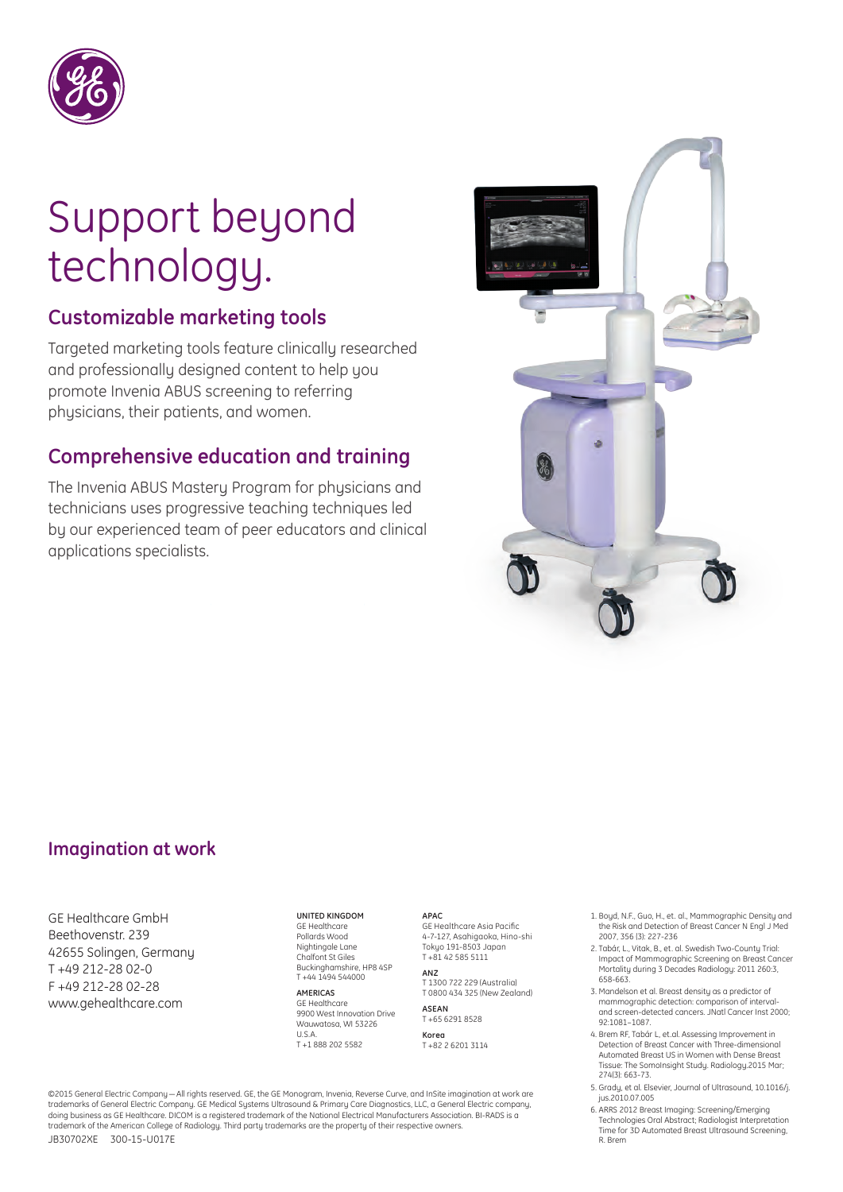# Support beyond technology.

## Customizable marketing tools

Targeted marketing tools feature clinically researched and professionally designed content to help you promote Invenia ABUS screening to referring physicians, their patients, and women.

## Comprehensive education and training

The Invenia ABUS Mastery Program for physicians and technicians uses progressive teaching techniques led by our experienced team of peer educators and clinical applications specialists.

## Imagination at work

GE Healthcare GmbH
Beethovenstr. 239
42655 Solingen, Germany
T +49 212-28 02-0
F +49 212-28 02-28
www.gehealthcare.com

**UNITED KINGDOM**
GE Healthcare
Pollards Wood
Nightingale Lane
Chalfont St Giles
Buckinghamshire, HP8 4SP
T +44 1494 544000

**AMERICAS**
GE Healthcare
9900 West Innovation Drive
Wauwatosa, WI 53226
U.S.A.
T +1 888 202 5582

**APAC**
GE Healthcare Asia Pacific
4-7-127, Asahigaoka, Hino-shi
Tokyo 191-8503 Japan
T +81 42 585 5111

**ANZ**
T 1300 722 229 (Australia)
T 0800 434 325 (New Zealand)

**ASEAN**
T +65 6291 8528

**Korea**
T +82 2 6201 3114

1. Boyd, N.F., Guo, H., et. al., Mammographic Density and the Risk and Detection of Breast Cancer N Engl J Med 2007, 356 (3): 227-236
2. Tabár, L., Vitak, B., et. al. Swedish Two-County Trial: Impact of Mammographic Screening on Breast Cancer Mortality during 3 Decades Radiology: 2011 260:3, 658-663.
3. Mandelson et al. Breast density as a predictor of mammographic detection: comparison of interval- and screen-detected cancers. JNatl Cancer Inst 2000; 92:1081–1087.
4. Brem RF, Tabár L, et.al. Assessing Improvement in Detection of Breast Cancer with Three-dimensional Automated Breast US in Women with Dense Breast Tissue: The SomoInsight Study. Radiology.2015 Mar; 274(3): 663-73.
5. Grady, et al. Elsevier, Journal of Ultrasound, 10.1016/j.jus.2010.07.005
6. ARRS 2012 Breast Imaging: Screening/Emerging Technologies Oral Abstract; Radiologist Interpretation Time for 3D Automated Breast Ultrasound Screening, R. Brem

©2015 General Electric Company – All rights reserved. GE, the GE Monogram, Invenia, Reverse Curve, and InSite imagination at work are trademarks of General Electric Company. GE Medical Systems Ultrasound & Primary Care Diagnostics, LLC, a General Electric company, doing business as GE Healthcare. DICOM is a registered trademark of the National Electrical Manufacturers Association. BI-RADS is a trademark of the American College of Radiology. Third party trademarks are the property of their respective owners.

JB30702XE 300-15-U017E